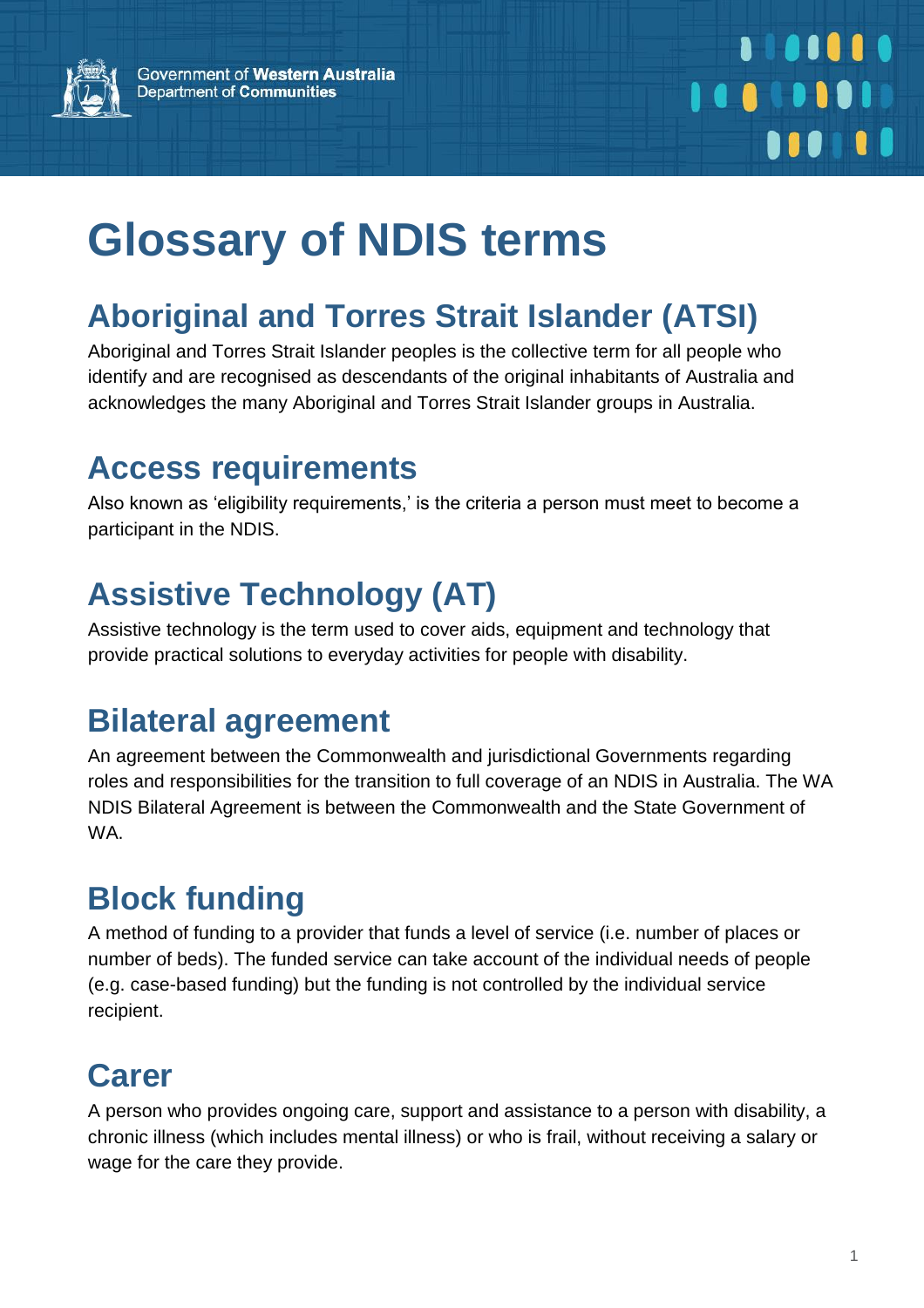Government of **Western Australia**
Department of **Communities**

# Glossary of NDIS terms

## Aboriginal and Torres Strait Islander (ATSI)

Aboriginal and Torres Strait Islander peoples is the collective term for all people who identify and are recognised as descendants of the original inhabitants of Australia and acknowledges the many Aboriginal and Torres Strait Islander groups in Australia.

## Access requirements

Also known as 'eligibility requirements,' is the criteria a person must meet to become a participant in the NDIS.

## Assistive Technology (AT)

Assistive technology is the term used to cover aids, equipment and technology that provide practical solutions to everyday activities for people with disability.

## Bilateral agreement

An agreement between the Commonwealth and jurisdictional Governments regarding roles and responsibilities for the transition to full coverage of an NDIS in Australia. The WA NDIS Bilateral Agreement is between the Commonwealth and the State Government of WA.

## Block funding

A method of funding to a provider that funds a level of service (i.e. number of places or number of beds). The funded service can take account of the individual needs of people (e.g. case-based funding) but the funding is not controlled by the individual service recipient.

## Carer

A person who provides ongoing care, support and assistance to a person with disability, a chronic illness (which includes mental illness) or who is frail, without receiving a salary or wage for the care they provide.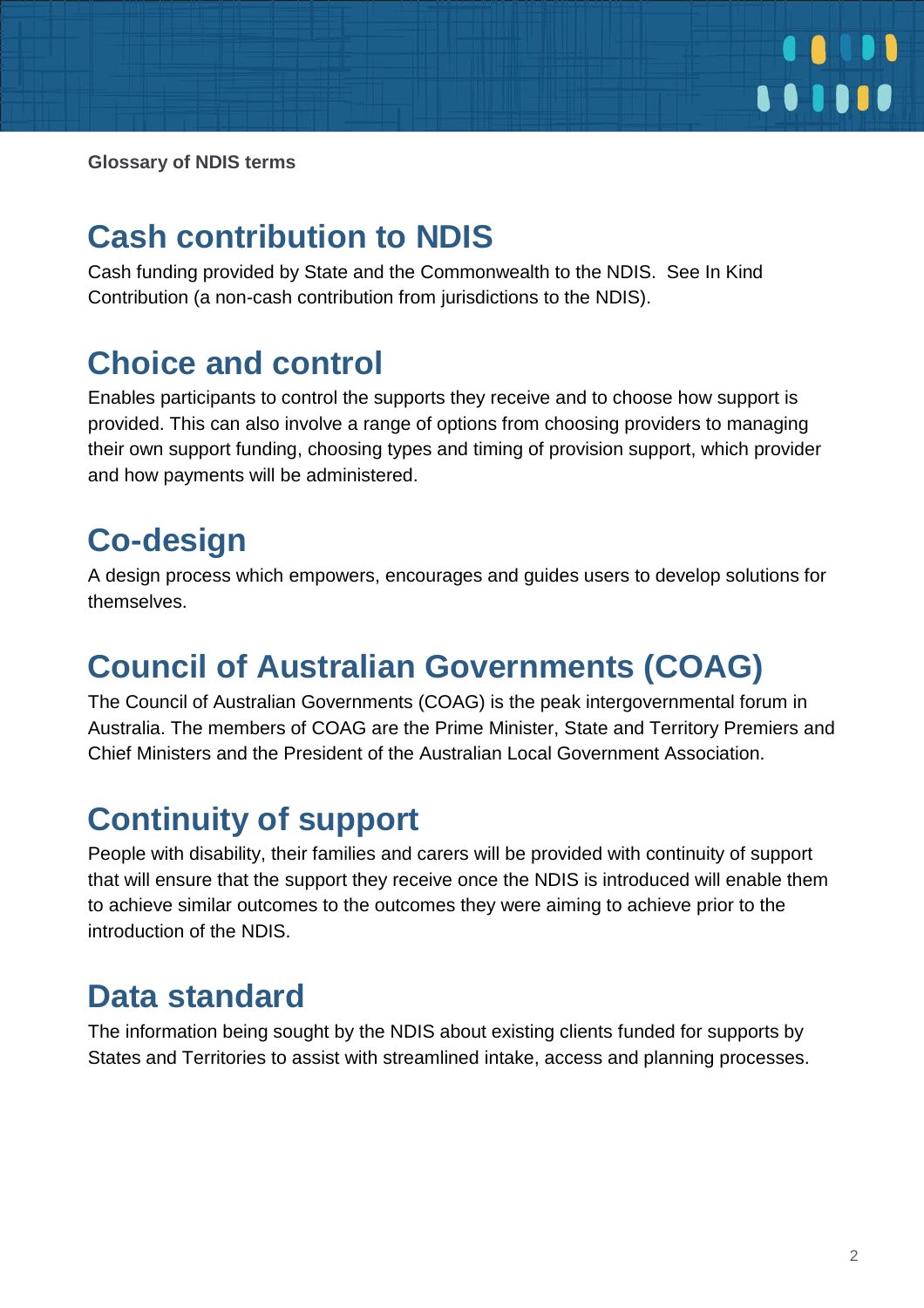## Cash contribution to NDIS

Cash funding provided by State and the Commonwealth to the NDIS.  See In Kind Contribution (a non-cash contribution from jurisdictions to the NDIS).

## Choice and control

Enables participants to control the supports they receive and to choose how support is provided. This can also involve a range of options from choosing providers to managing their own support funding, choosing types and timing of provision support, which provider and how payments will be administered.

## Co-design

A design process which empowers, encourages and guides users to develop solutions for themselves.

## Council of Australian Governments (COAG)

The Council of Australian Governments (COAG) is the peak intergovernmental forum in Australia. The members of COAG are the Prime Minister, State and Territory Premiers and Chief Ministers and the President of the Australian Local Government Association.

## Continuity of support

People with disability, their families and carers will be provided with continuity of support that will ensure that the support they receive once the NDIS is introduced will enable them to achieve similar outcomes to the outcomes they were aiming to achieve prior to the introduction of the NDIS.

## Data standard

The information being sought by the NDIS about existing clients funded for supports by States and Territories to assist with streamlined intake, access and planning processes.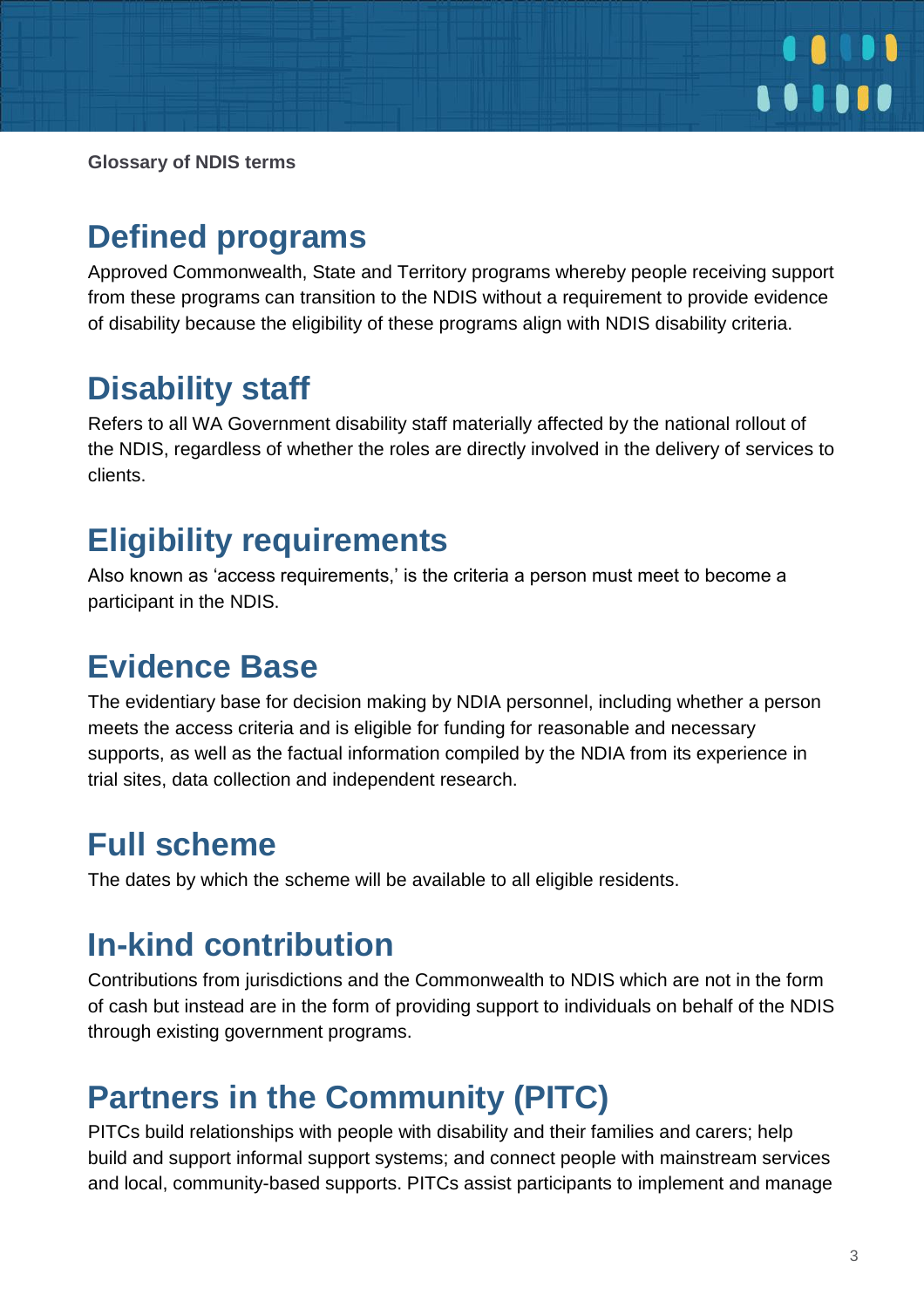## Defined programs

Approved Commonwealth, State and Territory programs whereby people receiving support from these programs can transition to the NDIS without a requirement to provide evidence of disability because the eligibility of these programs align with NDIS disability criteria.

## Disability staff

Refers to all WA Government disability staff materially affected by the national rollout of the NDIS, regardless of whether the roles are directly involved in the delivery of services to clients.

## Eligibility requirements

Also known as 'access requirements,' is the criteria a person must meet to become a participant in the NDIS.

## Evidence Base

The evidentiary base for decision making by NDIA personnel, including whether a person meets the access criteria and is eligible for funding for reasonable and necessary supports, as well as the factual information compiled by the NDIA from its experience in trial sites, data collection and independent research.

## Full scheme

The dates by which the scheme will be available to all eligible residents.

## In-kind contribution

Contributions from jurisdictions and the Commonwealth to NDIS which are not in the form of cash but instead are in the form of providing support to individuals on behalf of the NDIS through existing government programs.

## Partners in the Community (PITC)

PITCs build relationships with people with disability and their families and carers; help build and support informal support systems; and connect people with mainstream services and local, community-based supports. PITCs assist participants to implement and manage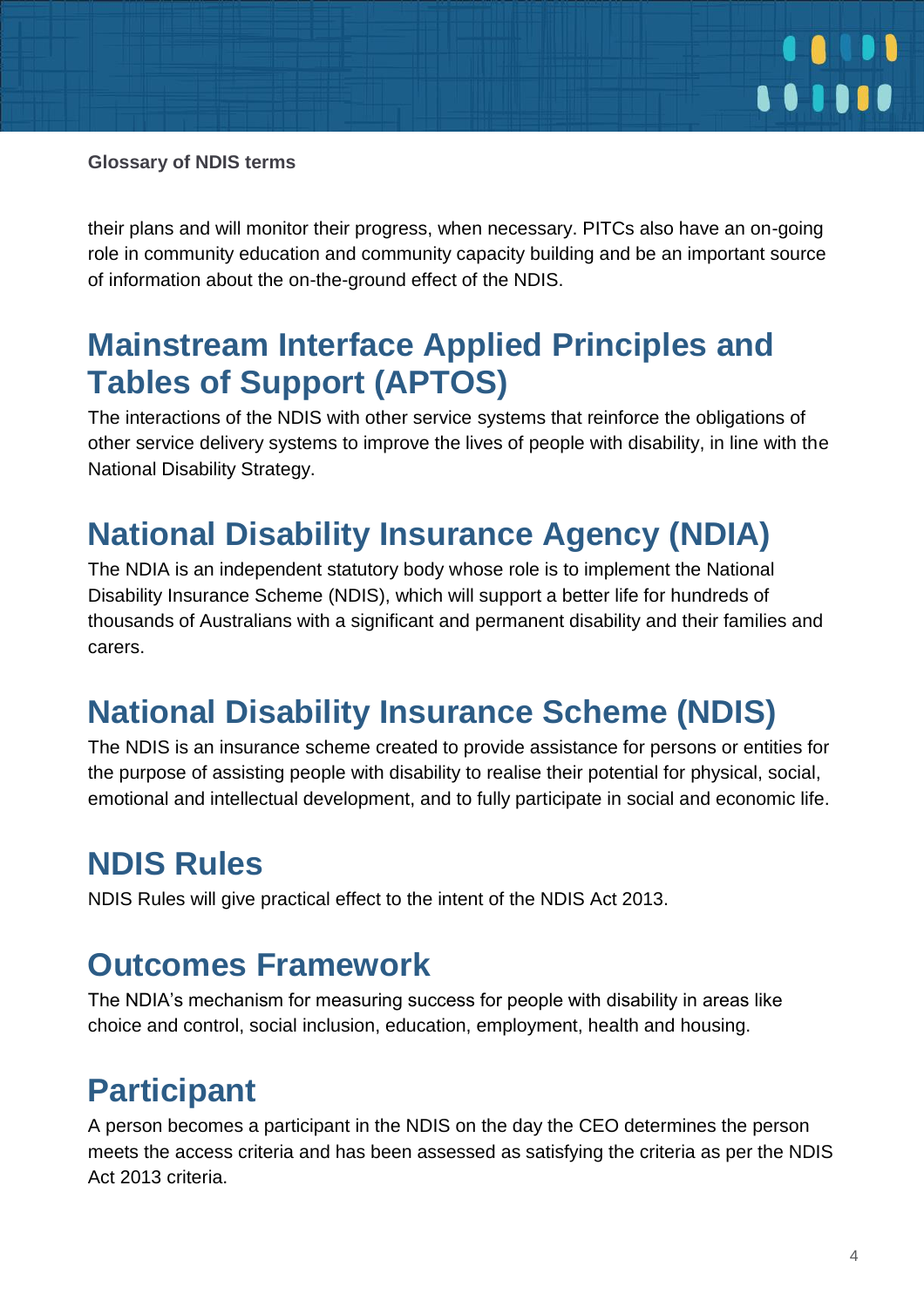their plans and will monitor their progress, when necessary. PITCs also have an on-going role in community education and community capacity building and be an important source of information about the on-the-ground effect of the NDIS.

## Mainstream Interface Applied Principles and Tables of Support (APTOS)

The interactions of the NDIS with other service systems that reinforce the obligations of other service delivery systems to improve the lives of people with disability, in line with the National Disability Strategy.

## National Disability Insurance Agency (NDIA)

The NDIA is an independent statutory body whose role is to implement the National Disability Insurance Scheme (NDIS), which will support a better life for hundreds of thousands of Australians with a significant and permanent disability and their families and carers.

## National Disability Insurance Scheme (NDIS)

The NDIS is an insurance scheme created to provide assistance for persons or entities for the purpose of assisting people with disability to realise their potential for physical, social, emotional and intellectual development, and to fully participate in social and economic life.

## NDIS Rules

NDIS Rules will give practical effect to the intent of the NDIS Act 2013.

## Outcomes Framework

The NDIA's mechanism for measuring success for people with disability in areas like choice and control, social inclusion, education, employment, health and housing.

## Participant

A person becomes a participant in the NDIS on the day the CEO determines the person meets the access criteria and has been assessed as satisfying the criteria as per the NDIS Act 2013 criteria.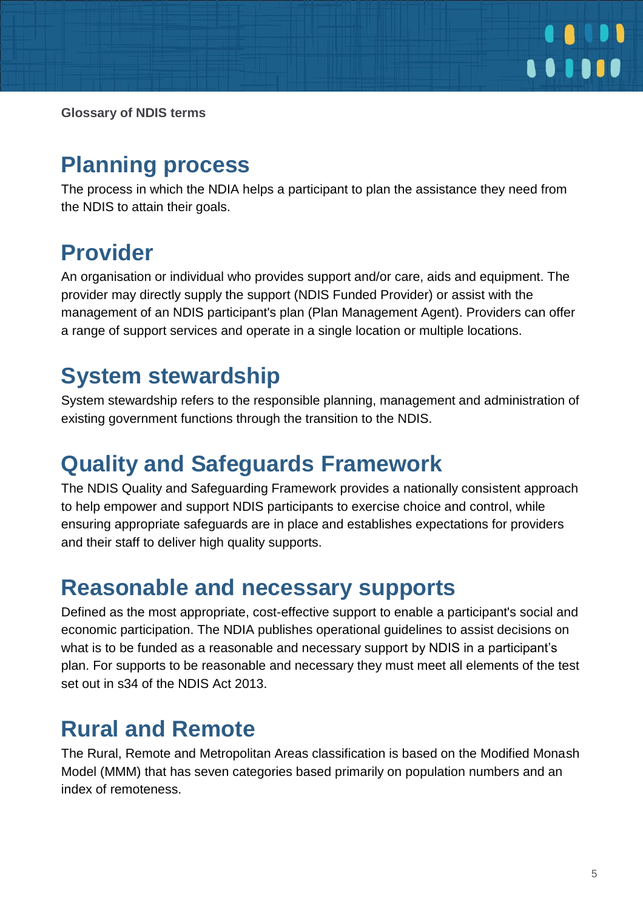## Planning process

The process in which the NDIA helps a participant to plan the assistance they need from the NDIS to attain their goals.

## Provider

An organisation or individual who provides support and/or care, aids and equipment. The provider may directly supply the support (NDIS Funded Provider) or assist with the management of an NDIS participant's plan (Plan Management Agent). Providers can offer a range of support services and operate in a single location or multiple locations.

## System stewardship

System stewardship refers to the responsible planning, management and administration of existing government functions through the transition to the NDIS.

## Quality and Safeguards Framework

The NDIS Quality and Safeguarding Framework provides a nationally consistent approach to help empower and support NDIS participants to exercise choice and control, while ensuring appropriate safeguards are in place and establishes expectations for providers and their staff to deliver high quality supports.

## Reasonable and necessary supports

Defined as the most appropriate, cost-effective support to enable a participant's social and economic participation. The NDIA publishes operational guidelines to assist decisions on what is to be funded as a reasonable and necessary support by NDIS in a participant's plan. For supports to be reasonable and necessary they must meet all elements of the test set out in s34 of the NDIS Act 2013.

## Rural and Remote

The Rural, Remote and Metropolitan Areas classification is based on the Modified Monash Model (MMM) that has seven categories based primarily on population numbers and an index of remoteness.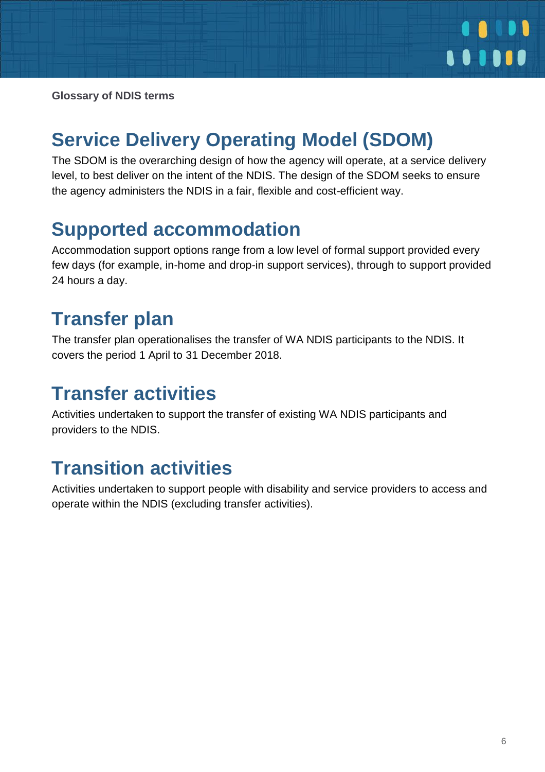## Service Delivery Operating Model (SDOM)

The SDOM is the overarching design of how the agency will operate, at a service delivery level, to best deliver on the intent of the NDIS. The design of the SDOM seeks to ensure the agency administers the NDIS in a fair, flexible and cost-efficient way.

## Supported accommodation

Accommodation support options range from a low level of formal support provided every few days (for example, in-home and drop-in support services), through to support provided 24 hours a day.

## Transfer plan

The transfer plan operationalises the transfer of WA NDIS participants to the NDIS. It covers the period 1 April to 31 December 2018.

## Transfer activities

Activities undertaken to support the transfer of existing WA NDIS participants and providers to the NDIS.

## Transition activities

Activities undertaken to support people with disability and service providers to access and operate within the NDIS (excluding transfer activities).